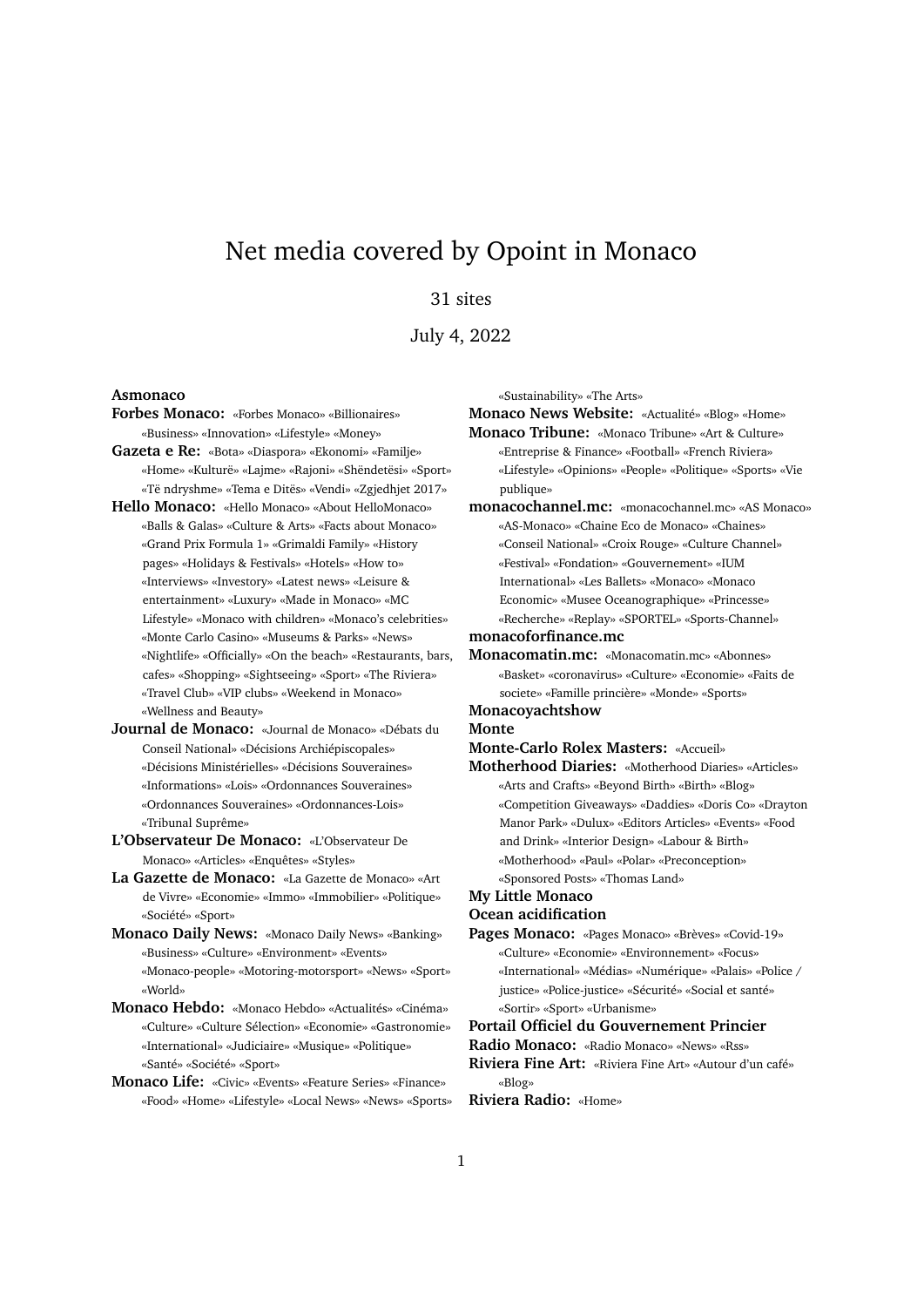# Net media covered by Opoint in Monaco

31 sites

July 4, 2022

**Asmonaco**

**Forbes Monaco:** «Forbes Monaco» «Billionaires» «Business» «Innovation» «Lifestyle» «Money»

**Gazeta e Re:** «Bota» «Diaspora» «Ekonomi» «Familje» «Home» «Kulturë» «Lajme» «Rajoni» «Shëndetësi» «Sport» «Të ndryshme» «Tema e Ditës» «Vendi» «Zgjedhjet 2017»

**Hello Monaco:** «Hello Monaco» «About HelloMonaco» «Balls & Galas» «Culture & Arts» «Facts about Monaco» «Grand Prix Formula 1» «Grimaldi Family» «History pages» «Holidays & Festivals» «Hotels» «How to» «Interviews» «Investory» «Latest news» «Leisure & entertainment» «Luxury» «Made in Monaco» «MC Lifestyle» «Monaco with children» «Monaco's celebrities» «Monte Carlo Casino» «Museums & Parks» «News» «Nightlife» «Officially» «On the beach» «Restaurants, bars, cafes» «Shopping» «Sightseeing» «Sport» «The Riviera» «Travel Club» «VIP clubs» «Weekend in Monaco» «Wellness and Beauty»

**Journal de Monaco:** «Journal de Monaco» «Débats du Conseil National» «Décisions Archiépiscopales» «Décisions Ministérielles» «Décisions Souveraines» «Informations» «Lois» «Ordonnances Souveraines» «Ordonnances Souveraines» «Ordonnances-Lois» «Tribunal Suprême»

**L'Observateur De Monaco:** «L'Observateur De Monaco» «Articles» «Enquêtes» «Styles»

**La Gazette de Monaco:** «La Gazette de Monaco» «Art de Vivre» «Economie» «Immo» «Immobilier» «Politique» «Société» «Sport»

**Monaco Daily News:** «Monaco Daily News» «Banking» «Business» «Culture» «Environment» «Events» «Monaco-people» «Motoring-motorsport» «News» «Sport» «World»

**Monaco Hebdo:** «Monaco Hebdo» «Actualités» «Cinéma» «Culture» «Culture Sélection» «Economie» «Gastronomie» «International» «Judiciaire» «Musique» «Politique» «Santé» «Société» «Sport»

**Monaco Life:** «Civic» «Events» «Feature Series» «Finance» «Food» «Home» «Lifestyle» «Local News» «News» «Sports» «Sustainability» «The Arts»

**Monaco News Website:** «Actualité» «Blog» «Home»

**Monaco Tribune:** «Monaco Tribune» «Art & Culture» «Entreprise & Finance» «Football» «French Riviera» «Lifestyle» «Opinions» «People» «Politique» «Sports» «Vie publique»

**monacochannel.mc:** «monacochannel.mc» «AS Monaco» «AS-Monaco» «Chaine Eco de Monaco» «Chaines» «Conseil National» «Croix Rouge» «Culture Channel» «Festival» «Fondation» «Gouvernement» «IUM International» «Les Ballets» «Monaco» «Monaco Economic» «Musee Oceanographique» «Princesse» «Recherche» «Replay» «SPORTEL» «Sports-Channel»

**monacoforfinance.mc**

**Monacomatin.mc:** «Monacomatin.mc» «Abonnes» «Basket» «coronavirus» «Culture» «Economie» «Faits de societe» «Famille princière» «Monde» «Sports»

**Monacoyachtshow**

**Monte**

**Monte-Carlo Rolex Masters:** «Accueil»

**Motherhood Diaries:** «Motherhood Diaries» «Articles» «Arts and Crafts» «Beyond Birth» «Birth» «Blog» «Competition Giveaways» «Daddies» «Doris Co» «Drayton Manor Park» «Dulux» «Editors Articles» «Events» «Food and Drink» «Interior Design» «Labour & Birth» «Motherhood» «Paul» «Polar» «Preconception» «Sponsored Posts» «Thomas Land»

**My Little Monaco**

**Ocean acidification**

**Pages Monaco:** «Pages Monaco» «Brèves» «Covid-19» «Culture» «Economie» «Environnement» «Focus» «International» «Médias» «Numérique» «Palais» «Police / justice» «Police-justice» «Sécurité» «Social et santé» «Sortir» «Sport» «Urbanisme»

**Portail Officiel du Gouvernement Princier**

**Radio Monaco:** «Radio Monaco» «News» «Rss»

**Riviera Fine Art:** «Riviera Fine Art» «Autour d'un café» «Blog»

**Riviera Radio:** «Home»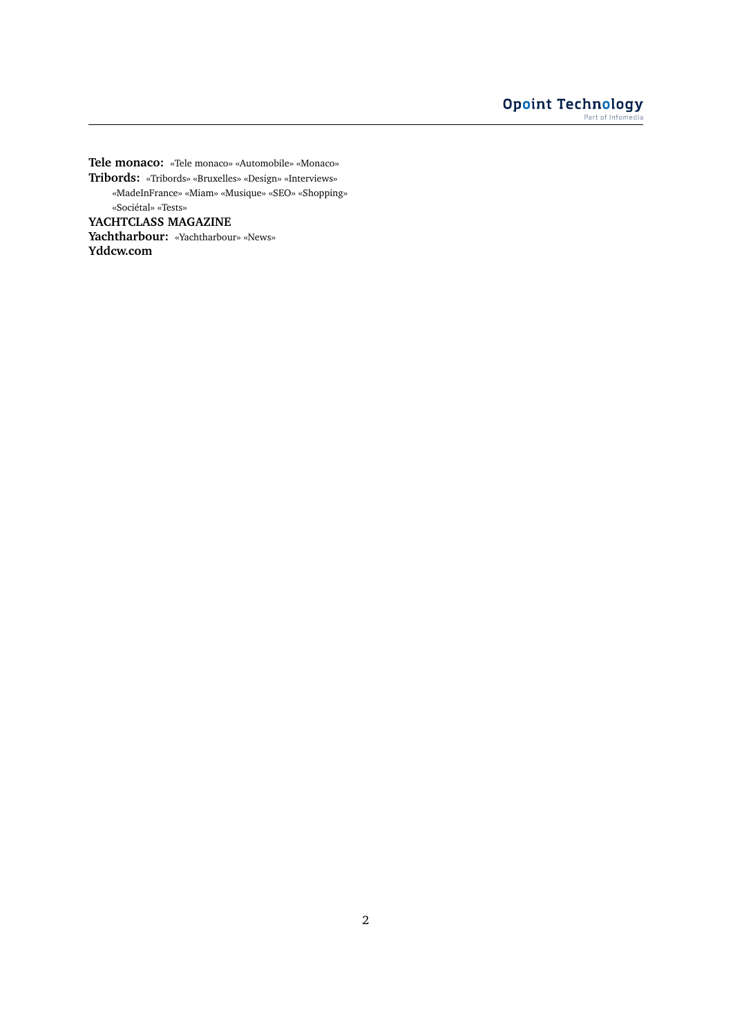**Tele monaco:** «Tele monaco» «Automobile» «Monaco»
**Tribords:** «Tribords» «Bruxelles» «Design» «Interviews» «MadeInFrance» «Miam» «Musique» «SEO» «Shopping» «Sociétal» «Tests»
**YACHTCLASS MAGAZINE**
**Yachtharbour:** «Yachtharbour» «News»
**Yddcw.com**